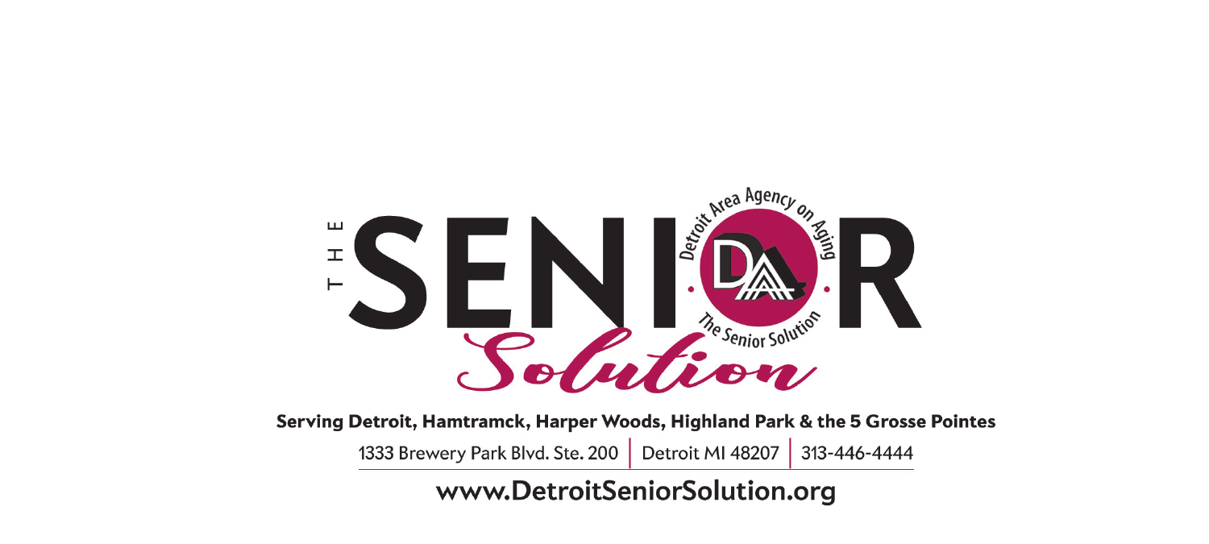# THE SENIOR Solution

Detroit Area Agency on Aging · The Senior Solution

**Serving Detroit, Hamtramck, Harper Woods, Highland Park & the 5 Grosse Pointes**

1333 Brewery Park Blvd. Ste. 200 | Detroit MI 48207 | 313-446-4444

www.DetroitSeniorSolution.org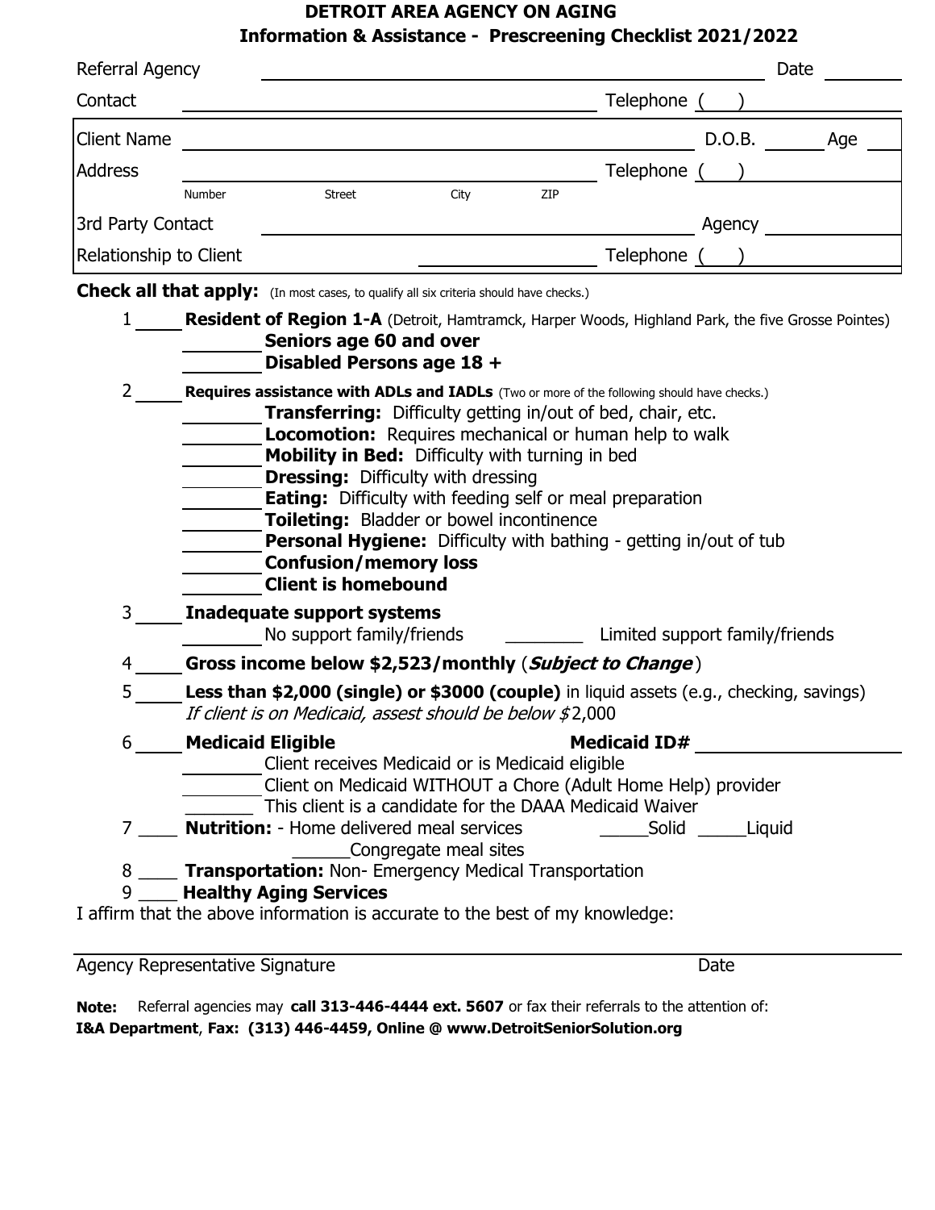# DETROIT AREA AGENCY ON AGING

## Information & Assistance - Prescreening Checklist 2021/2022

Referral Agency ______________________________ Date ________

Contact ______________________________ Telephone (   ) ____________

Client Name ______________________________ D.O.B. ________ Age ____

Address ______________________________ Telephone (   ) ____________

Number   Street   City   ZIP

3rd Party Contact ______________________________ Agency ____________

Relationship to Client ______________ Telephone (   ) ____________

**Check all that apply:** (In most cases, to qualify all six criteria should have checks.)

1 _____ **Resident of Region 1-A** (Detroit, Hamtramck, Harper Woods, Highland Park, the five Grosse Pointes)

________ **Seniors age 60 and over**

________ **Disabled Persons age 18 +**

2 _____ **Requires assistance with ADLs and IADLs** (Two or more of the following should have checks.)

________ **Transferring:** Difficulty getting in/out of bed, chair, etc.

________ **Locomotion:** Requires mechanical or human help to walk

________ **Mobility in Bed:** Difficulty with turning in bed

________ **Dressing:** Difficulty with dressing

________ **Eating:** Difficulty with feeding self or meal preparation

________ **Toileting:** Bladder or bowel incontinence

________ **Personal Hygiene:** Difficulty with bathing - getting in/out of tub

________ **Confusion/memory loss**

________ **Client is homebound**

3 _____ **Inadequate support systems**

________ No support family/friends ________ Limited support family/friends

4 _____ **Gross income below $2,523/monthly** (***Subject to Change***)

5 _____ **Less than $2,000 (single) or $3000 (couple)** in liquid assets (e.g., checking, savings)

*If client is on Medicaid, assest should be below $*2,000

6 _____ **Medicaid Eligible** **Medicaid ID#** ____________________

________ Client receives Medicaid or is Medicaid eligible

________ Client on Medicaid WITHOUT a Chore (Adult Home Help) provider

_______ This client is a candidate for the DAAA Medicaid Waiver

7 ____ **Nutrition:** - Home delivered meal services _____Solid _____Liquid

______Congregate meal sites

8 ____ **Transportation:** Non- Emergency Medical Transportation

9 ____ **Healthy Aging Services**

I affirm that the above information is accurate to the best of my knowledge:

Agency Representative Signature ______________________________ Date ________

**Note:** Referral agencies may **call 313-446-4444 ext. 5607** or fax their referrals to the attention of:
**I&A Department**, **Fax: (313) 446-4459, Online @ www.DetroitSeniorSolution.org**